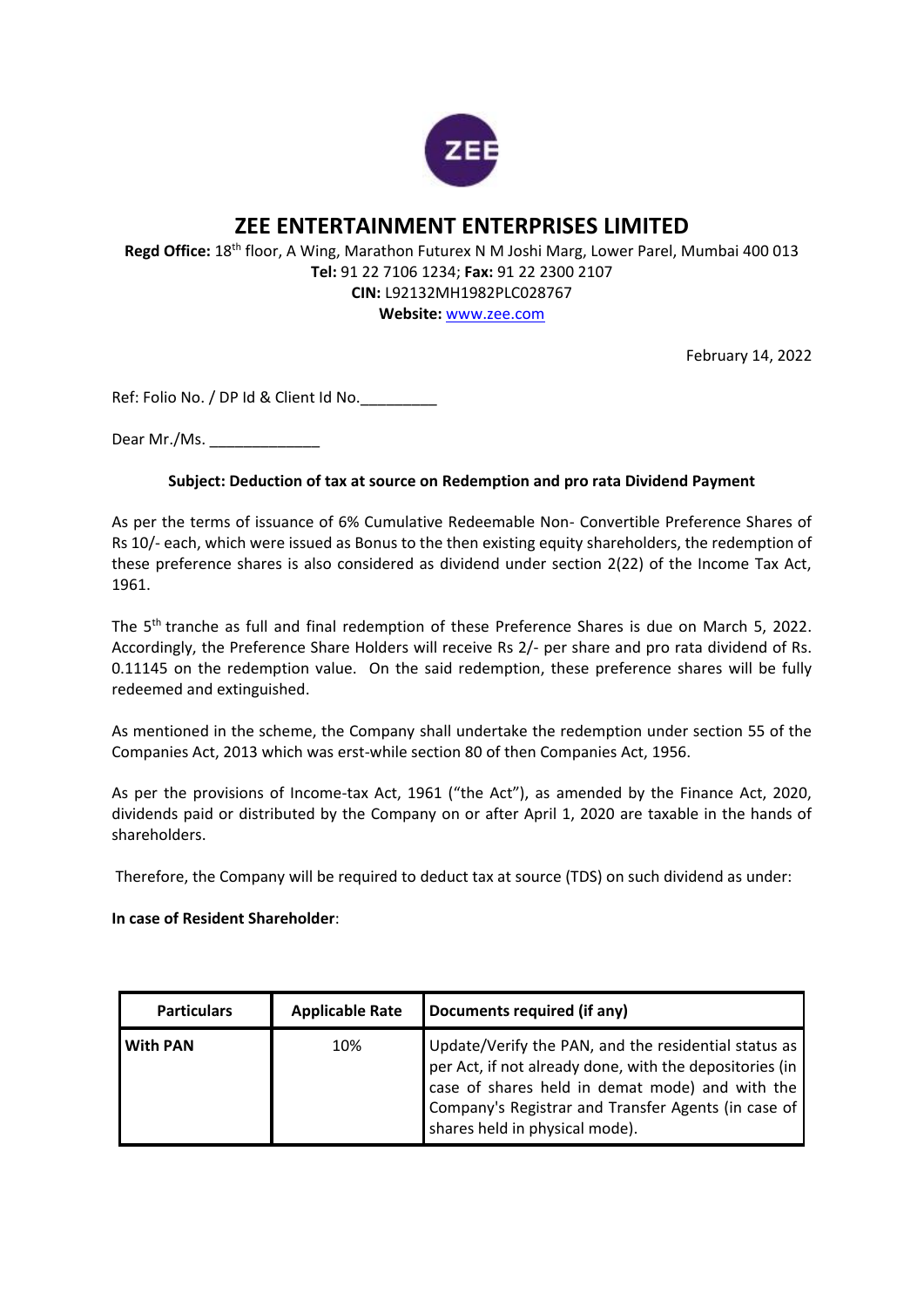# ZEE ENTERTAINMENT ENTERPRISES LIMITED

**Regd Office:** 18th floor, A Wing, Marathon Futurex N M Joshi Marg, Lower Parel, Mumbai 400 013
**Tel:** 91 22 7106 1234; **Fax:** 91 22 2300 2107
**CIN:** L92132MH1982PLC028767
**Website:** www.zee.com

February 14, 2022

Ref: Folio No. / DP Id & Client Id No._________

Dear Mr./Ms. _____________

**Subject: Deduction of tax at source on Redemption and pro rata Dividend Payment**

As per the terms of issuance of 6% Cumulative Redeemable Non- Convertible Preference Shares of Rs 10/- each, which were issued as Bonus to the then existing equity shareholders, the redemption of these preference shares is also considered as dividend under section 2(22) of the Income Tax Act, 1961.

The 5th tranche as full and final redemption of these Preference Shares is due on March 5, 2022. Accordingly, the Preference Share Holders will receive Rs 2/- per share and pro rata dividend of Rs. 0.11145 on the redemption value. On the said redemption, these preference shares will be fully redeemed and extinguished.

As mentioned in the scheme, the Company shall undertake the redemption under section 55 of the Companies Act, 2013 which was erst-while section 80 of then Companies Act, 1956.

As per the provisions of Income-tax Act, 1961 ("the Act"), as amended by the Finance Act, 2020, dividends paid or distributed by the Company on or after April 1, 2020 are taxable in the hands of shareholders.

Therefore, the Company will be required to deduct tax at source (TDS) on such dividend as under:

**In case of Resident Shareholder**:

| Particulars | Applicable Rate | Documents required (if any) |
|---|---|---|
| **With PAN** | 10% | Update/Verify the PAN, and the residential status as per Act, if not already done, with the depositories (in case of shares held in demat mode) and with the Company's Registrar and Transfer Agents (in case of shares held in physical mode). |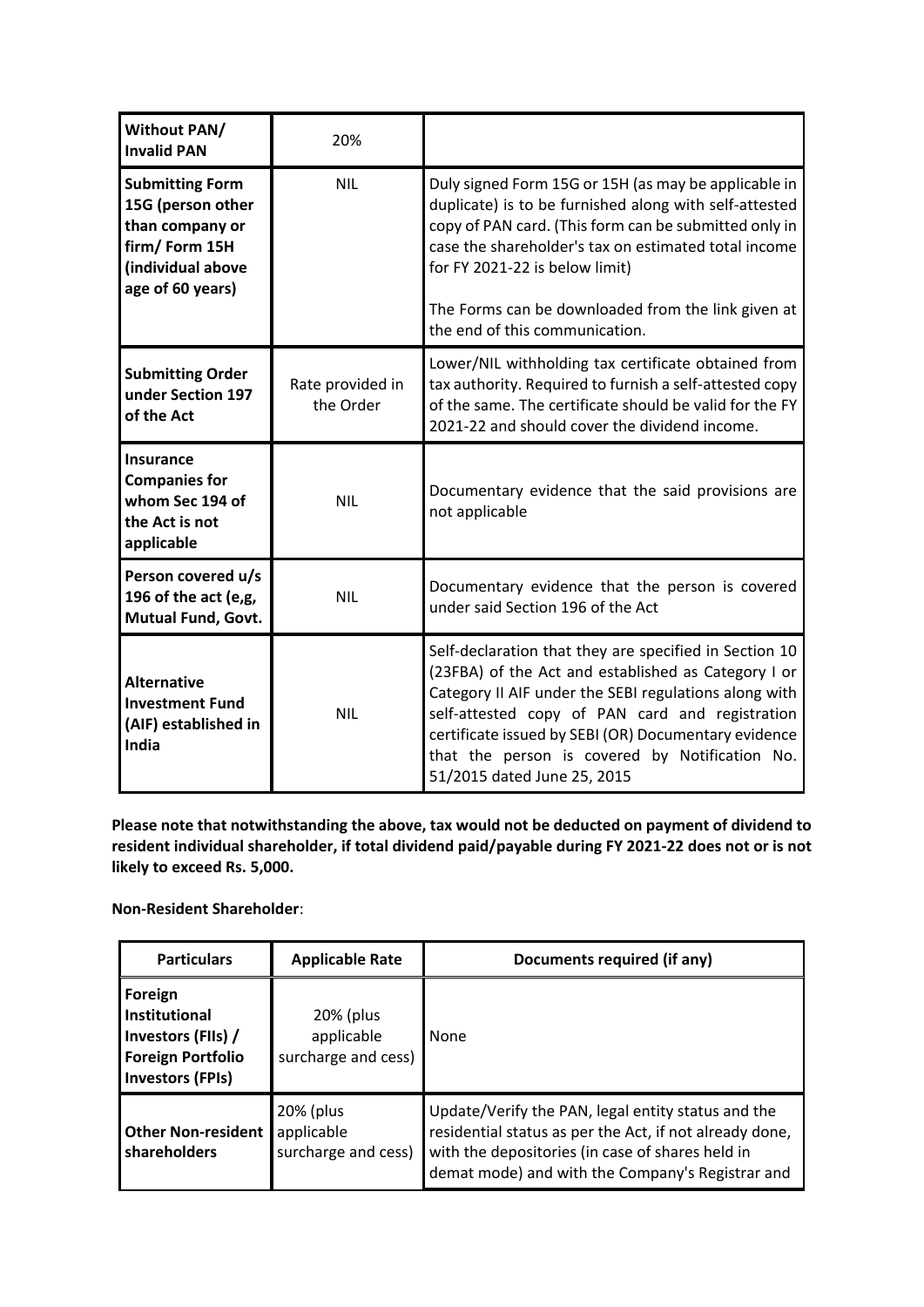| | | |
|---|---|---|
| **Without PAN/ Invalid PAN** | 20% | |
| **Submitting Form 15G (person other than company or firm/ Form 15H (individual above age of 60 years)** | NIL | Duly signed Form 15G or 15H (as may be applicable in duplicate) is to be furnished along with self-attested copy of PAN card. (This form can be submitted only in case the shareholder's tax on estimated total income for FY 2021-22 is below limit)<br><br>The Forms can be downloaded from the link given at the end of this communication. |
| **Submitting Order under Section 197 of the Act** | Rate provided in the Order | Lower/NIL withholding tax certificate obtained from tax authority. Required to furnish a self-attested copy of the same. The certificate should be valid for the FY 2021-22 and should cover the dividend income. |
| **Insurance Companies for whom Sec 194 of the Act is not applicable** | NIL | Documentary evidence that the said provisions are not applicable |
| **Person covered u/s 196 of the act (e,g, Mutual Fund, Govt.** | NIL | Documentary evidence that the person is covered under said Section 196 of the Act |
| **Alternative Investment Fund (AIF) established in India** | NIL | Self-declaration that they are specified in Section 10 (23FBA) of the Act and established as Category I or Category II AIF under the SEBI regulations along with self-attested copy of PAN card and registration certificate issued by SEBI (OR) Documentary evidence that the person is covered by Notification No. 51/2015 dated June 25, 2015 |

**Please note that notwithstanding the above, tax would not be deducted on payment of dividend to resident individual shareholder, if total dividend paid/payable during FY 2021-22 does not or is not likely to exceed Rs. 5,000.**

**Non-Resident Shareholder**:

| Particulars | Applicable Rate | Documents required (if any) |
|---|---|---|
| **Foreign Institutional Investors (FIIs) / Foreign Portfolio Investors (FPIs)** | 20% (plus applicable surcharge and cess) | None |
| **Other Non-resident shareholders** | 20% (plus applicable surcharge and cess) | Update/Verify the PAN, legal entity status and the residential status as per the Act, if not already done, with the depositories (in case of shares held in demat mode) and with the Company's Registrar and |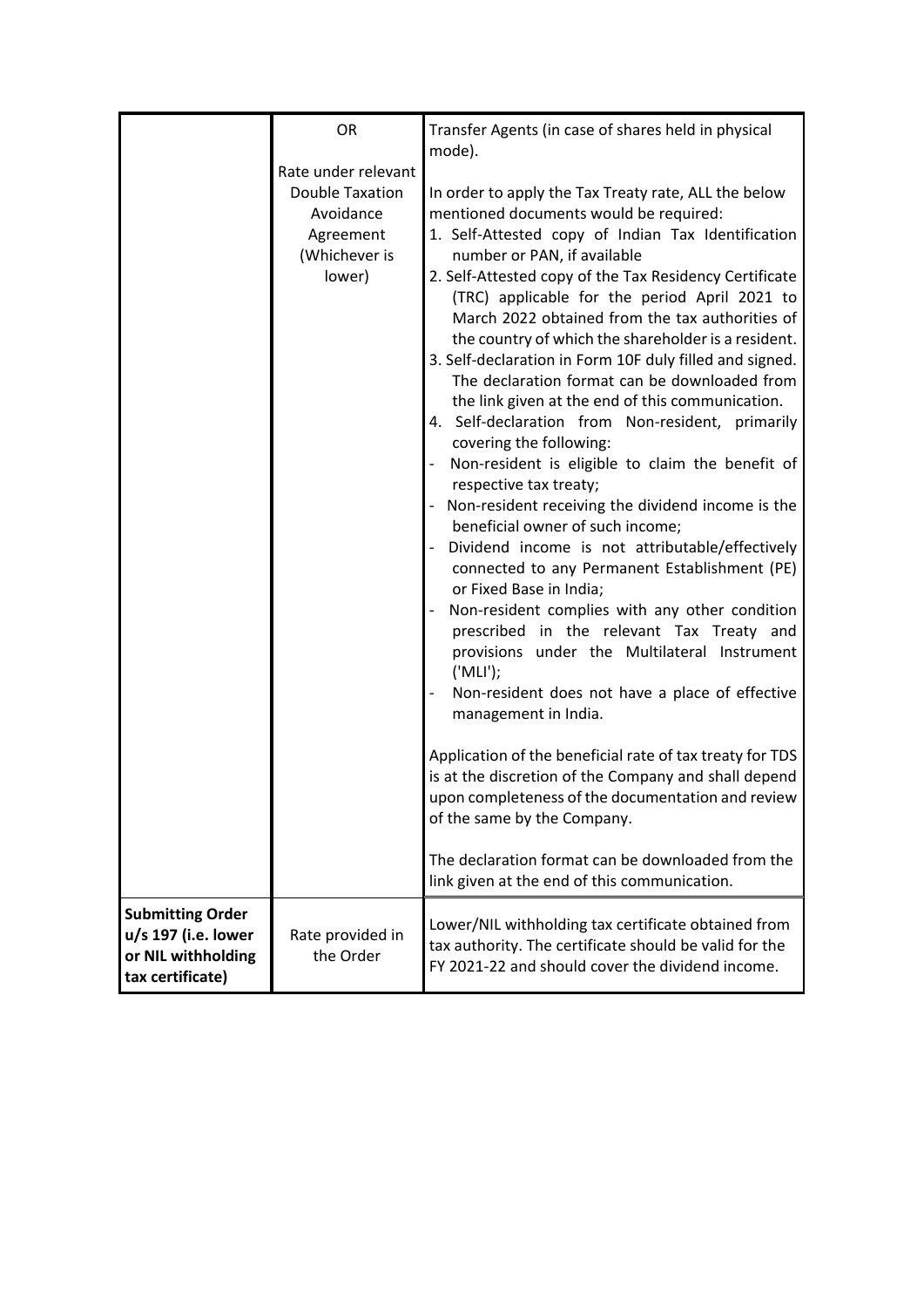| | | |
|---|---|---|
| | OR<br><br>Rate under relevant Double Taxation Avoidance Agreement (Whichever is lower) | Transfer Agents (in case of shares held in physical mode).<br><br>In order to apply the Tax Treaty rate, ALL the below mentioned documents would be required:<br>1. Self-Attested copy of Indian Tax Identification number or PAN, if available<br>2. Self-Attested copy of the Tax Residency Certificate (TRC) applicable for the period April 2021 to March 2022 obtained from the tax authorities of the country of which the shareholder is a resident.<br>3. Self-declaration in Form 10F duly filled and signed. The declaration format can be downloaded from the link given at the end of this communication.<br>4. Self-declaration from Non-resident, primarily covering the following:<br>- Non-resident is eligible to claim the benefit of respective tax treaty;<br>- Non-resident receiving the dividend income is the beneficial owner of such income;<br>- Dividend income is not attributable/effectively connected to any Permanent Establishment (PE) or Fixed Base in India;<br>- Non-resident complies with any other condition prescribed in the relevant Tax Treaty and provisions under the Multilateral Instrument ('MLI');<br>- Non-resident does not have a place of effective management in India.<br><br>Application of the beneficial rate of tax treaty for TDS is at the discretion of the Company and shall depend upon completeness of the documentation and review of the same by the Company.<br><br>The declaration format can be downloaded from the link given at the end of this communication. |
| **Submitting Order u/s 197 (i.e. lower or NIL withholding tax certificate)** | Rate provided in the Order | Lower/NIL withholding tax certificate obtained from tax authority. The certificate should be valid for the FY 2021-22 and should cover the dividend income. |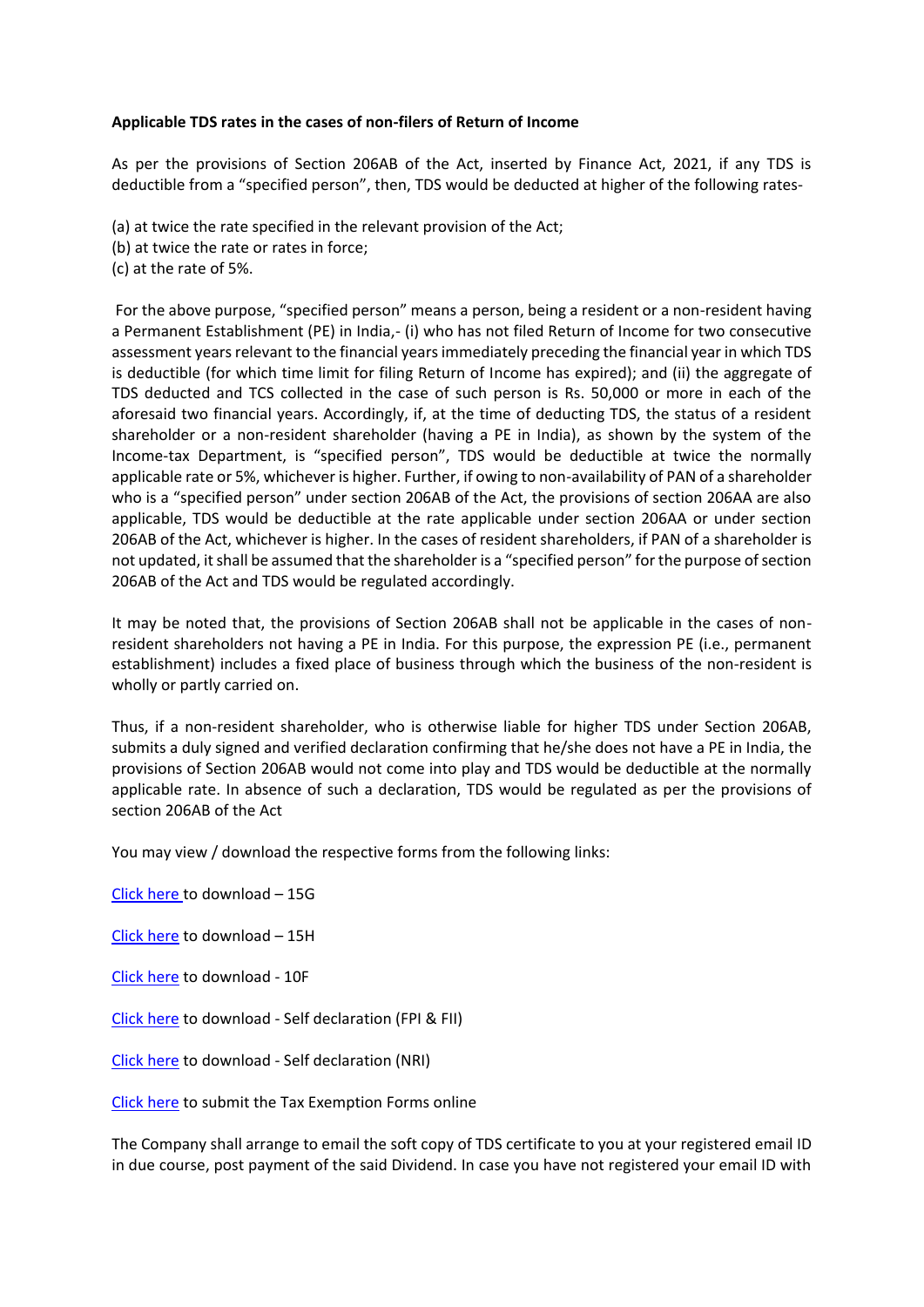**Applicable TDS rates in the cases of non-filers of Return of Income**

As per the provisions of Section 206AB of the Act, inserted by Finance Act, 2021, if any TDS is deductible from a "specified person", then, TDS would be deducted at higher of the following rates-

(a) at twice the rate specified in the relevant provision of the Act;
(b) at twice the rate or rates in force;
(c) at the rate of 5%.

For the above purpose, "specified person" means a person, being a resident or a non-resident having a Permanent Establishment (PE) in India,- (i) who has not filed Return of Income for two consecutive assessment years relevant to the financial years immediately preceding the financial year in which TDS is deductible (for which time limit for filing Return of Income has expired); and (ii) the aggregate of TDS deducted and TCS collected in the case of such person is Rs. 50,000 or more in each of the aforesaid two financial years. Accordingly, if, at the time of deducting TDS, the status of a resident shareholder or a non-resident shareholder (having a PE in India), as shown by the system of the Income-tax Department, is "specified person", TDS would be deductible at twice the normally applicable rate or 5%, whichever is higher. Further, if owing to non-availability of PAN of a shareholder who is a "specified person" under section 206AB of the Act, the provisions of section 206AA are also applicable, TDS would be deductible at the rate applicable under section 206AA or under section 206AB of the Act, whichever is higher. In the cases of resident shareholders, if PAN of a shareholder is not updated, it shall be assumed that the shareholder is a "specified person" for the purpose of section 206AB of the Act and TDS would be regulated accordingly.

It may be noted that, the provisions of Section 206AB shall not be applicable in the cases of non-resident shareholders not having a PE in India. For this purpose, the expression PE (i.e., permanent establishment) includes a fixed place of business through which the business of the non-resident is wholly or partly carried on.

Thus, if a non-resident shareholder, who is otherwise liable for higher TDS under Section 206AB, submits a duly signed and verified declaration confirming that he/she does not have a PE in India, the provisions of Section 206AB would not come into play and TDS would be deductible at the normally applicable rate. In absence of such a declaration, TDS would be regulated as per the provisions of section 206AB of the Act

You may view / download the respective forms from the following links:

Click here to download – 15G

Click here to download – 15H

Click here to download - 10F

Click here to download - Self declaration (FPI & FII)

Click here to download - Self declaration (NRI)

Click here to submit the Tax Exemption Forms online

The Company shall arrange to email the soft copy of TDS certificate to you at your registered email ID in due course, post payment of the said Dividend. In case you have not registered your email ID with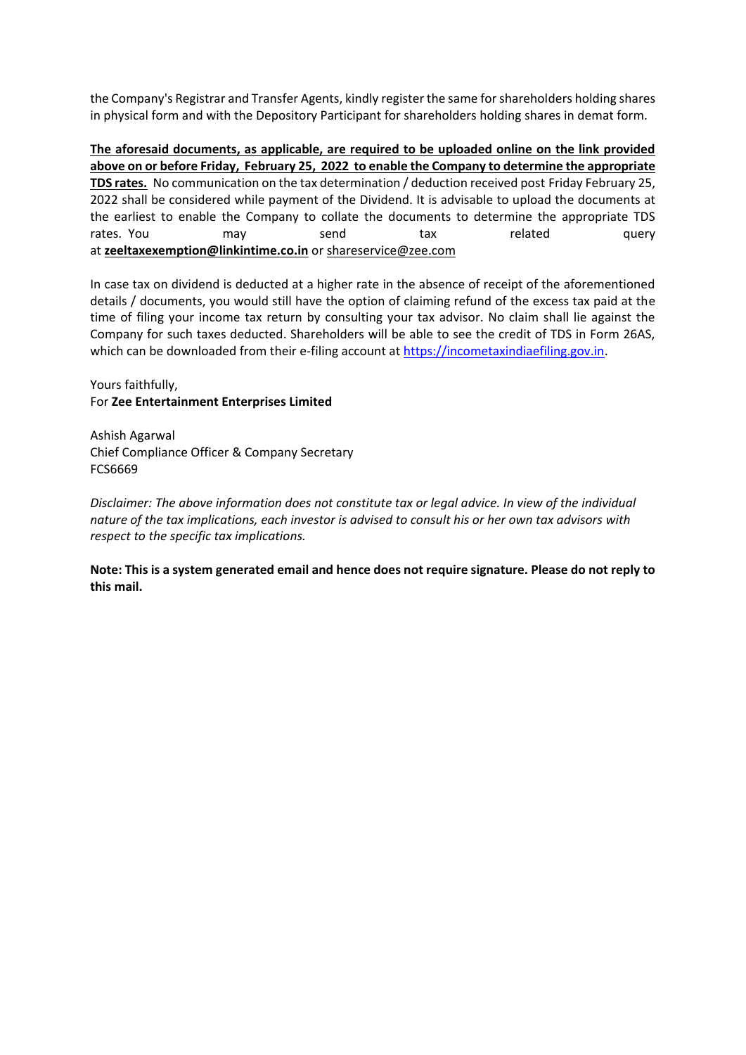the Company's Registrar and Transfer Agents, kindly register the same for shareholders holding shares in physical form and with the Depository Participant for shareholders holding shares in demat form.

**The aforesaid documents, as applicable, are required to be uploaded online on the link provided above on or before Friday, February 25, 2022 to enable the Company to determine the appropriate TDS rates.** No communication on the tax determination / deduction received post Friday February 25, 2022 shall be considered while payment of the Dividend. It is advisable to upload the documents at the earliest to enable the Company to collate the documents to determine the appropriate TDS rates. You may send tax related query at **zeeltaxexemption@linkintime.co.in** or shareservice@zee.com

In case tax on dividend is deducted at a higher rate in the absence of receipt of the aforementioned details / documents, you would still have the option of claiming refund of the excess tax paid at the time of filing your income tax return by consulting your tax advisor. No claim shall lie against the Company for such taxes deducted. Shareholders will be able to see the credit of TDS in Form 26AS, which can be downloaded from their e-filing account at https://incometaxindiaefiling.gov.in.

Yours faithfully,
For **Zee Entertainment Enterprises Limited**

Ashish Agarwal
Chief Compliance Officer & Company Secretary
FCS6669

*Disclaimer: The above information does not constitute tax or legal advice. In view of the individual nature of the tax implications, each investor is advised to consult his or her own tax advisors with respect to the specific tax implications.*

**Note: This is a system generated email and hence does not require signature. Please do not reply to this mail.**